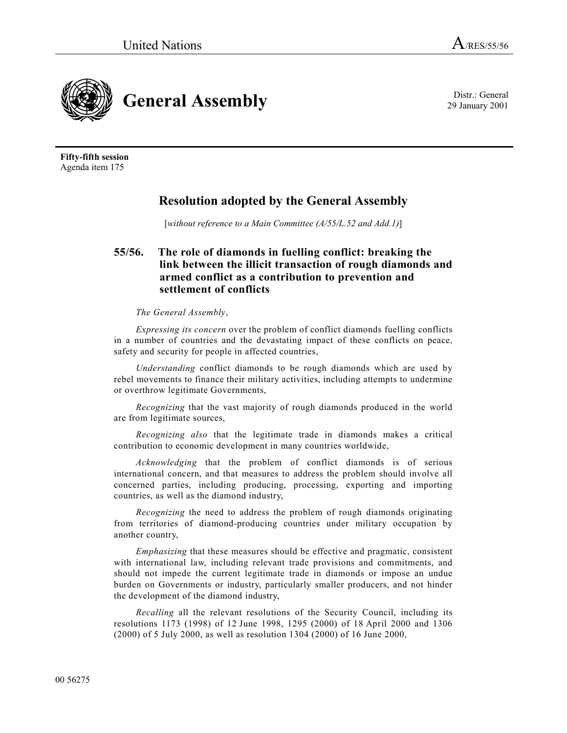United Nations A/RES/55/56

# General Assembly

Distr.: General
29 January 2001

**Fifty-fifth session**
Agenda item 175

## Resolution adopted by the General Assembly

[*without reference to a Main Committee (A/55/L.52 and Add.1)*]

### 55/56. The role of diamonds in fuelling conflict: breaking the link between the illicit transaction of rough diamonds and armed conflict as a contribution to prevention and settlement of conflicts

*The General Assembly*,

*Expressing its concern* over the problem of conflict diamonds fuelling conflicts in a number of countries and the devastating impact of these conflicts on peace, safety and security for people in affected countries,

*Understanding* conflict diamonds to be rough diamonds which are used by rebel movements to finance their military activities, including attempts to undermine or overthrow legitimate Governments,

*Recognizing* that the vast majority of rough diamonds produced in the world are from legitimate sources,

*Recognizing also* that the legitimate trade in diamonds makes a critical contribution to economic development in many countries worldwide,

*Acknowledging* that the problem of conflict diamonds is of serious international concern, and that measures to address the problem should involve all concerned parties, including producing, processing, exporting and importing countries, as well as the diamond industry,

*Recognizing* the need to address the problem of rough diamonds originating from territories of diamond-producing countries under military occupation by another country,

*Emphasizing* that these measures should be effective and pragmatic, consistent with international law, including relevant trade provisions and commitments, and should not impede the current legitimate trade in diamonds or impose an undue burden on Governments or industry, particularly smaller producers, and not hinder the development of the diamond industry,

*Recalling* all the relevant resolutions of the Security Council, including its resolutions 1173 (1998) of 12 June 1998, 1295 (2000) of 18 April 2000 and 1306 (2000) of 5 July 2000, as well as resolution 1304 (2000) of 16 June 2000,

00 56275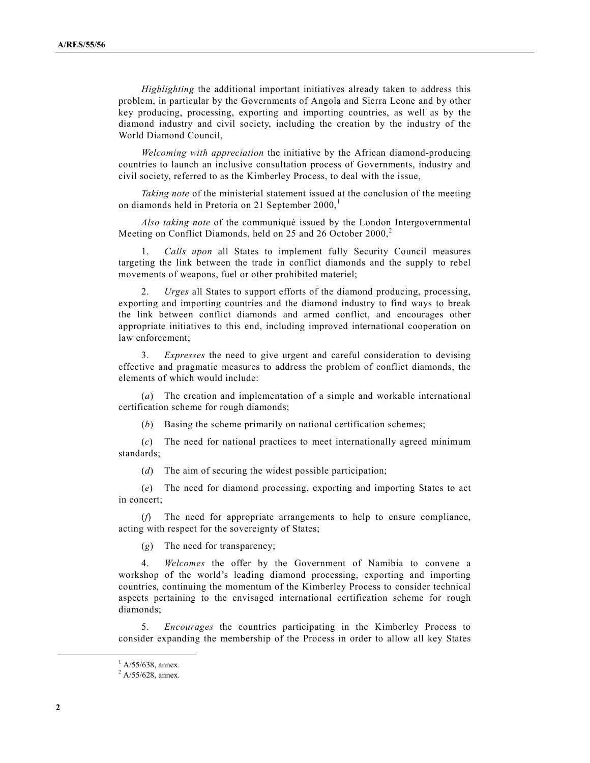*Highlighting* the additional important initiatives already taken to address this problem, in particular by the Governments of Angola and Sierra Leone and by other key producing, processing, exporting and importing countries, as well as by the diamond industry and civil society, including the creation by the industry of the World Diamond Council,

*Welcoming with appreciation* the initiative by the African diamond-producing countries to launch an inclusive consultation process of Governments, industry and civil society, referred to as the Kimberley Process, to deal with the issue,

*Taking note* of the ministerial statement issued at the conclusion of the meeting on diamonds held in Pretoria on 21 September 2000,[1]

*Also taking note* of the communiqué issued by the London Intergovernmental Meeting on Conflict Diamonds, held on 25 and 26 October 2000,[2]

1. *Calls upon* all States to implement fully Security Council measures targeting the link between the trade in conflict diamonds and the supply to rebel movements of weapons, fuel or other prohibited materiel;

2. *Urges* all States to support efforts of the diamond producing, processing, exporting and importing countries and the diamond industry to find ways to break the link between conflict diamonds and armed conflict, and encourages other appropriate initiatives to this end, including improved international cooperation on law enforcement;

3. *Expresses* the need to give urgent and careful consideration to devising effective and pragmatic measures to address the problem of conflict diamonds, the elements of which would include:

(*a*) The creation and implementation of a simple and workable international certification scheme for rough diamonds;

(*b*) Basing the scheme primarily on national certification schemes;

(*c*) The need for national practices to meet internationally agreed minimum standards;

(*d*) The aim of securing the widest possible participation;

(*e*) The need for diamond processing, exporting and importing States to act in concert;

(*f*) The need for appropriate arrangements to help to ensure compliance, acting with respect for the sovereignty of States;

(*g*) The need for transparency;

4. *Welcomes* the offer by the Government of Namibia to convene a workshop of the world's leading diamond processing, exporting and importing countries, continuing the momentum of the Kimberley Process to consider technical aspects pertaining to the envisaged international certification scheme for rough diamonds;

5. *Encourages* the countries participating in the Kimberley Process to consider expanding the membership of the Process in order to allow all key States

---

[1] A/55/638, annex.

[2] A/55/628, annex.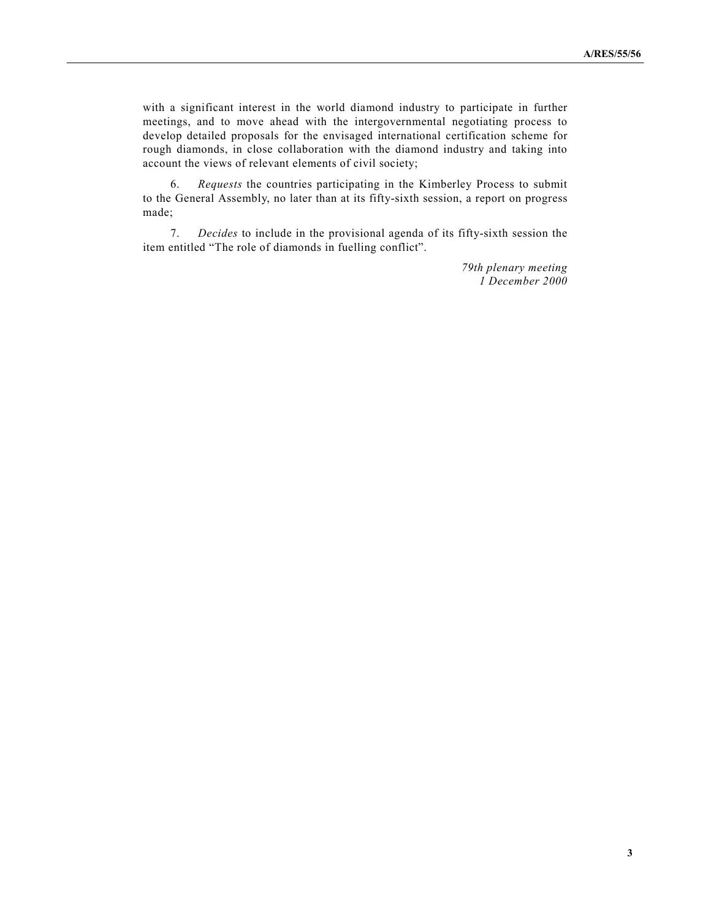with a significant interest in the world diamond industry to participate in further meetings, and to move ahead with the intergovernmental negotiating process to develop detailed proposals for the envisaged international certification scheme for rough diamonds, in close collaboration with the diamond industry and taking into account the views of relevant elements of civil society;

6. *Requests* the countries participating in the Kimberley Process to submit to the General Assembly, no later than at its fifty-sixth session, a report on progress made;

7. *Decides* to include in the provisional agenda of its fifty-sixth session the item entitled "The role of diamonds in fuelling conflict".

*79th plenary meeting*
*1 December 2000*